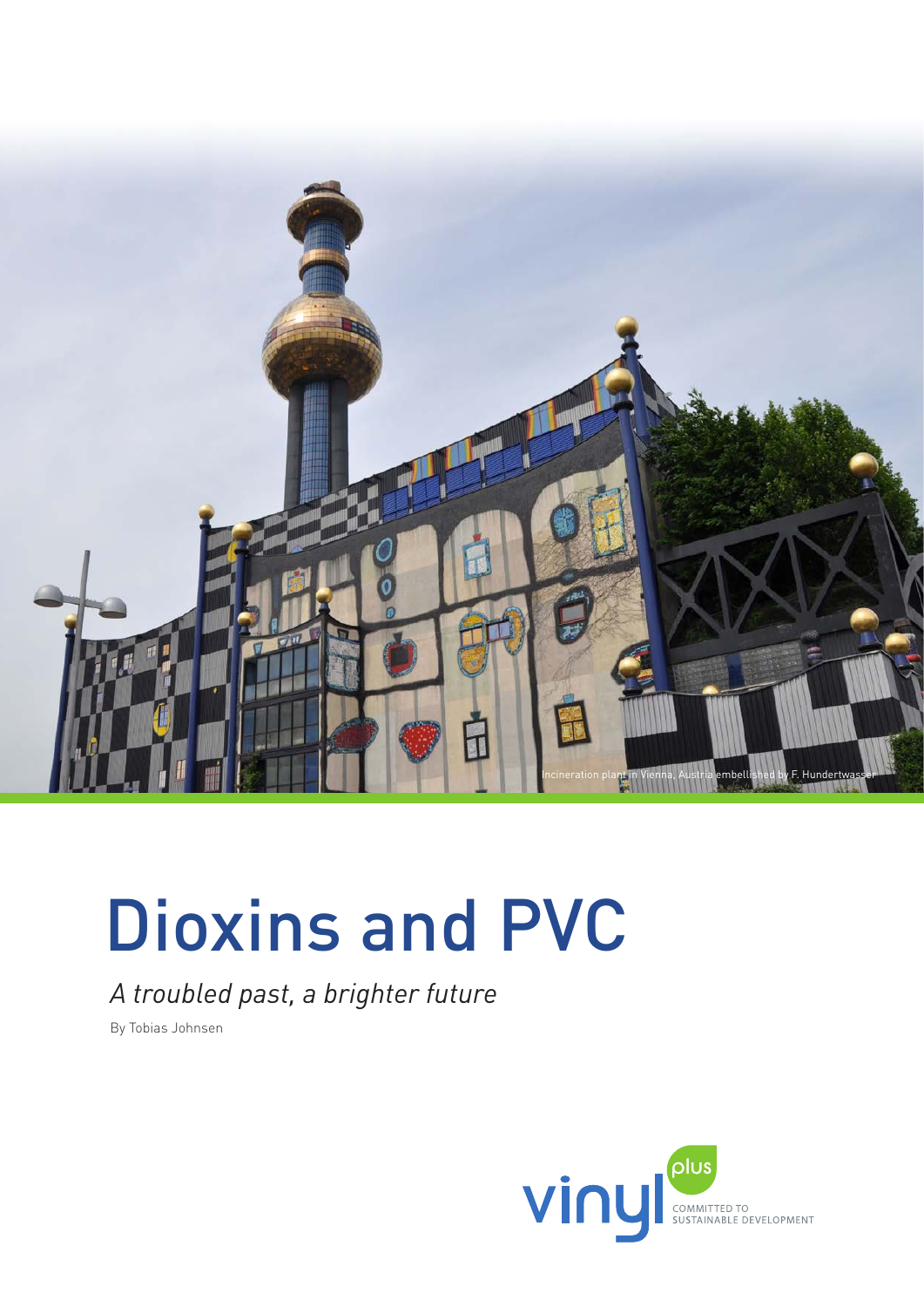Incineration plant in Vienna, Austria embellished by F. Hundertwasser

# Dioxins and PVC

*A troubled past, a brighter future*

By Tobias Johnsen

vinyl plus
COMMITTED TO SUSTAINABLE DEVELOPMENT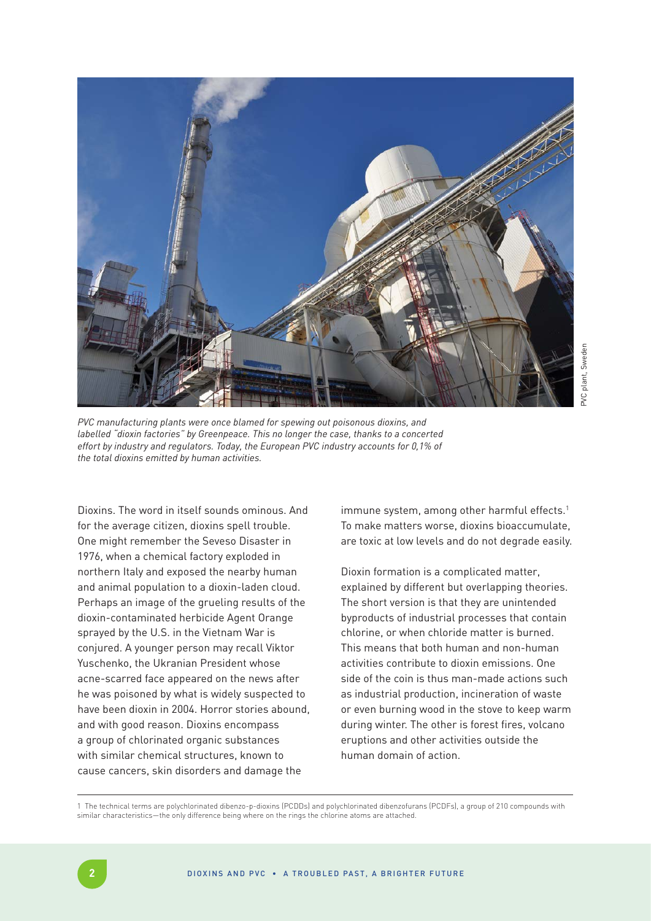*PVC manufacturing plants were once blamed for spewing out poisonous dioxins, and labelled "dioxin factories" by Greenpeace. This no longer the case, thanks to a concerted effort by industry and regulators. Today, the European PVC industry accounts for 0,1% of the total dioxins emitted by human activities.*

PVC plant, Sweden

Dioxins. The word in itself sounds ominous. And for the average citizen, dioxins spell trouble. One might remember the Seveso Disaster in 1976, when a chemical factory exploded in northern Italy and exposed the nearby human and animal population to a dioxin-laden cloud. Perhaps an image of the grueling results of the dioxin-contaminated herbicide Agent Orange sprayed by the U.S. in the Vietnam War is conjured. A younger person may recall Viktor Yuschenko, the Ukranian President whose acne-scarred face appeared on the news after he was poisoned by what is widely suspected to have been dioxin in 2004. Horror stories abound, and with good reason. Dioxins encompass a group of chlorinated organic substances with similar chemical structures, known to cause cancers, skin disorders and damage the immune system, among other harmful effects.[1] To make matters worse, dioxins bioaccumulate, are toxic at low levels and do not degrade easily.

Dioxin formation is a complicated matter, explained by different but overlapping theories. The short version is that they are unintended byproducts of industrial processes that contain chlorine, or when chloride matter is burned. This means that both human and non-human activities contribute to dioxin emissions. One side of the coin is thus man-made actions such as industrial production, incineration of waste or even burning wood in the stove to keep warm during winter. The other is forest fires, volcano eruptions and other activities outside the human domain of action.

---

1 The technical terms are polychlorinated dibenzo-p-dioxins (PCDDs) and polychlorinated dibenzofurans (PCDFs), a group of 210 compounds with similar characteristics—the only difference being where on the rings the chlorine atoms are attached.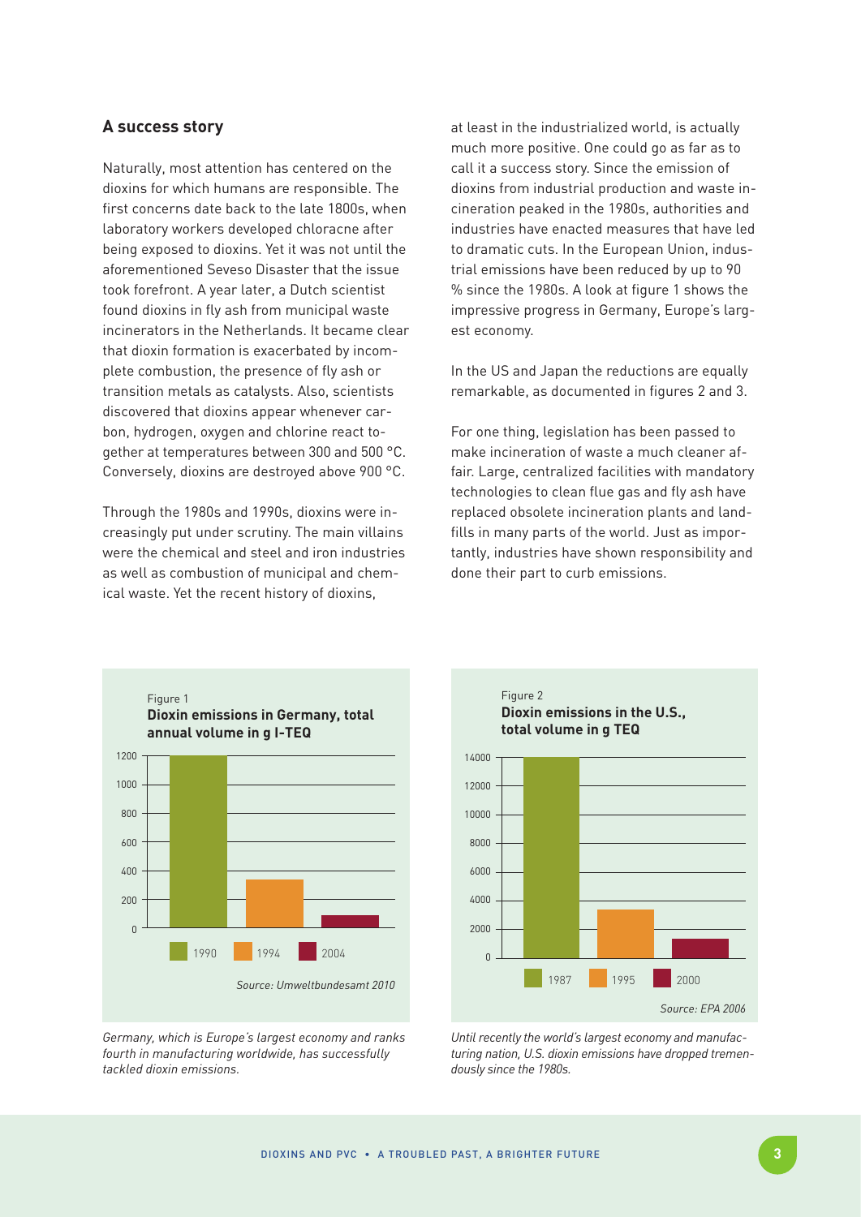## A success story

Naturally, most attention has centered on the dioxins for which humans are responsible. The first concerns date back to the late 1800s, when laboratory workers developed chloracne after being exposed to dioxins. Yet it was not until the aforementioned Seveso Disaster that the issue took forefront. A year later, a Dutch scientist found dioxins in fly ash from municipal waste incinerators in the Netherlands. It became clear that dioxin formation is exacerbated by incomplete combustion, the presence of fly ash or transition metals as catalysts. Also, scientists discovered that dioxins appear whenever carbon, hydrogen, oxygen and chlorine react together at temperatures between 300 and 500 °C. Conversely, dioxins are destroyed above 900 °C.

Through the 1980s and 1990s, dioxins were increasingly put under scrutiny. The main villains were the chemical and steel and iron industries as well as combustion of municipal and chemical waste. Yet the recent history of dioxins, at least in the industrialized world, is actually much more positive. One could go as far as to call it a success story. Since the emission of dioxins from industrial production and waste incineration peaked in the 1980s, authorities and industries have enacted measures that have led to dramatic cuts. In the European Union, industrial emissions have been reduced by up to 90 % since the 1980s. A look at figure 1 shows the impressive progress in Germany, Europe's largest economy.

In the US and Japan the reductions are equally remarkable, as documented in figures 2 and 3.

For one thing, legislation has been passed to make incineration of waste a much cleaner affair. Large, centralized facilities with mandatory technologies to clean flue gas and fly ash have replaced obsolete incineration plants and landfills in many parts of the world. Just as importantly, industries have shown responsibility and done their part to curb emissions.

Figure 1
**Dioxin emissions in Germany, total annual volume in g I-TEQ**

| Year | g I-TEQ (approx.) |
|---|---|
| 1990 | 1200 |
| 1994 | 330 |
| 2004 | 85 |

*Source: Umweltbundesamt 2010*

*Germany, which is Europe's largest economy and ranks fourth in manufacturing worldwide, has successfully tackled dioxin emissions.*

Figure 2
**Dioxin emissions in the U.S., total volume in g TEQ**

| Year | g TEQ (approx.) |
|---|---|
| 1987 | 14000 |
| 1995 | 3400 |
| 2000 | 1400 |

*Source: EPA 2006*

*Until recently the world's largest economy and manufacturing nation, U.S. dioxin emissions have dropped tremendously since the 1980s.*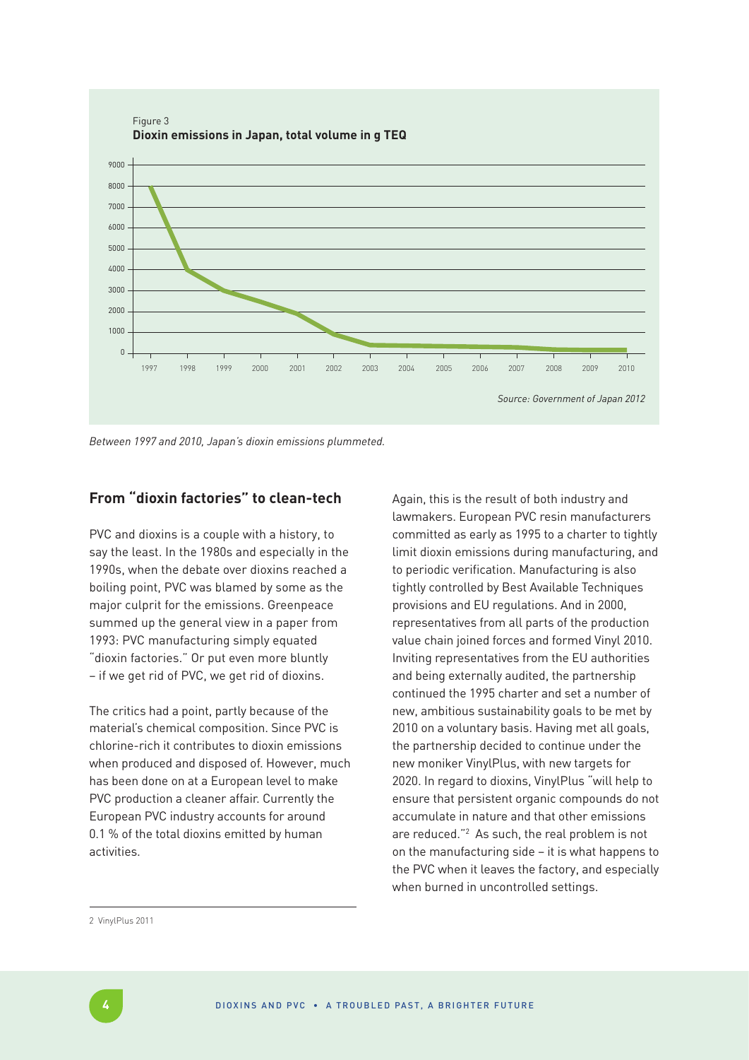Figure 3
**Dioxin emissions in Japan, total volume in g TEQ**

*Source: Government of Japan 2012*

*Between 1997 and 2010, Japan's dioxin emissions plummeted.*

## From "dioxin factories" to clean-tech

PVC and dioxins is a couple with a history, to say the least. In the 1980s and especially in the 1990s, when the debate over dioxins reached a boiling point, PVC was blamed by some as the major culprit for the emissions. Greenpeace summed up the general view in a paper from 1993: PVC manufacturing simply equated "dioxin factories." Or put even more bluntly – if we get rid of PVC, we get rid of dioxins.

The critics had a point, partly because of the material's chemical composition. Since PVC is chlorine-rich it contributes to dioxin emissions when produced and disposed of. However, much has been done on at a European level to make PVC production a cleaner affair. Currently the European PVC industry accounts for around 0.1 % of the total dioxins emitted by human activities.

Again, this is the result of both industry and lawmakers. European PVC resin manufacturers committed as early as 1995 to a charter to tightly limit dioxin emissions during manufacturing, and to periodic verification. Manufacturing is also tightly controlled by Best Available Techniques provisions and EU regulations. And in 2000, representatives from all parts of the production value chain joined forces and formed Vinyl 2010. Inviting representatives from the EU authorities and being externally audited, the partnership continued the 1995 charter and set a number of new, ambitious sustainability goals to be met by 2010 on a voluntary basis. Having met all goals, the partnership decided to continue under the new moniker VinylPlus, with new targets for 2020. In regard to dioxins, VinylPlus "will help to ensure that persistent organic compounds do not accumulate in nature and that other emissions are reduced."[2] As such, the real problem is not on the manufacturing side – it is what happens to the PVC when it leaves the factory, and especially when burned in uncontrolled settings.

2 VinylPlus 2011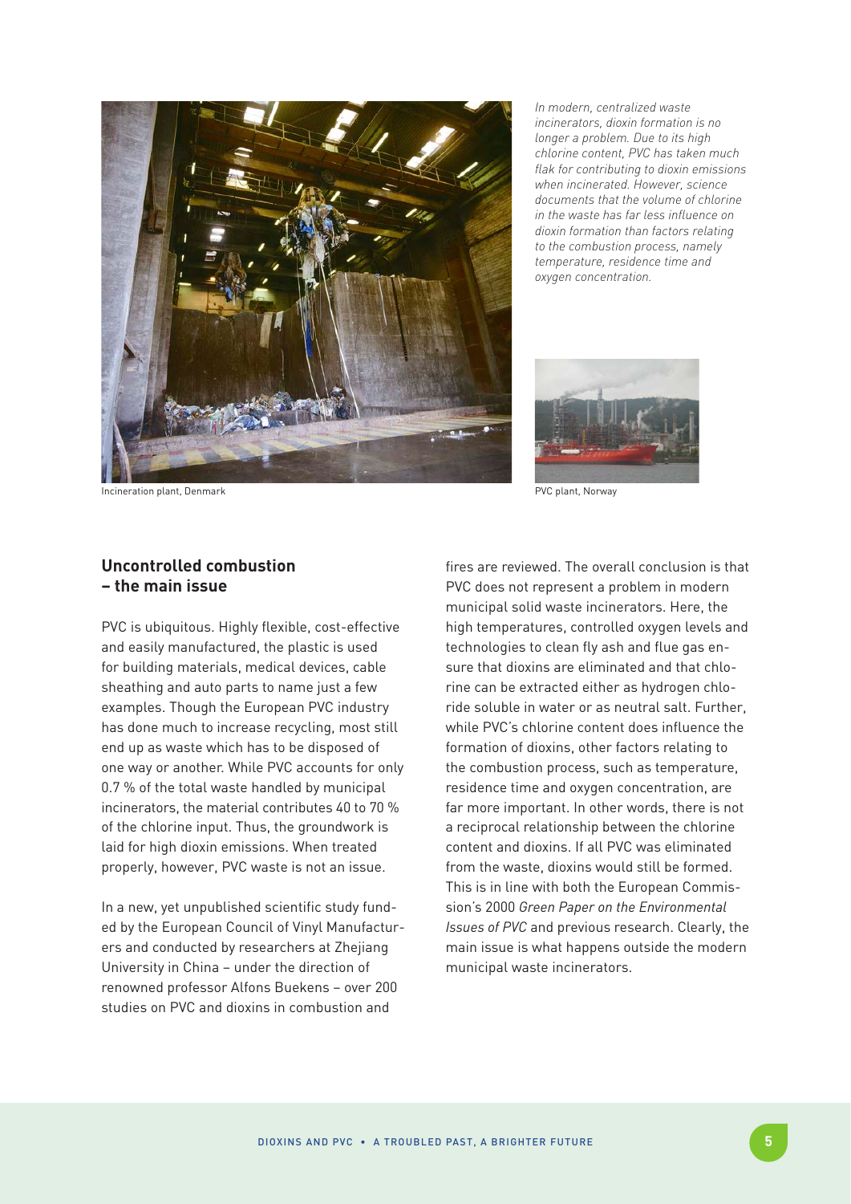*In modern, centralized waste incinerators, dioxin formation is no longer a problem. Due to its high chlorine content, PVC has taken much flak for contributing to dioxin emissions when incinerated. However, science documents that the volume of chlorine in the waste has far less influence on dioxin formation than factors relating to the combustion process, namely temperature, residence time and oxygen concentration.*

Incineration plant, Denmark

PVC plant, Norway

## Uncontrolled combustion – the main issue

PVC is ubiquitous. Highly flexible, cost-effective and easily manufactured, the plastic is used for building materials, medical devices, cable sheathing and auto parts to name just a few examples. Though the European PVC industry has done much to increase recycling, most still end up as waste which has to be disposed of one way or another. While PVC accounts for only 0.7 % of the total waste handled by municipal incinerators, the material contributes 40 to 70 % of the chlorine input. Thus, the groundwork is laid for high dioxin emissions. When treated properly, however, PVC waste is not an issue.

In a new, yet unpublished scientific study funded by the European Council of Vinyl Manufacturers and conducted by researchers at Zhejiang University in China – under the direction of renowned professor Alfons Buekens – over 200 studies on PVC and dioxins in combustion and fires are reviewed. The overall conclusion is that PVC does not represent a problem in modern municipal solid waste incinerators. Here, the high temperatures, controlled oxygen levels and technologies to clean fly ash and flue gas ensure that dioxins are eliminated and that chlorine can be extracted either as hydrogen chloride soluble in water or as neutral salt. Further, while PVC's chlorine content does influence the formation of dioxins, other factors relating to the combustion process, such as temperature, residence time and oxygen concentration, are far more important. In other words, there is not a reciprocal relationship between the chlorine content and dioxins. If all PVC was eliminated from the waste, dioxins would still be formed. This is in line with both the European Commission's 2000 *Green Paper on the Environmental Issues of PVC* and previous research. Clearly, the main issue is what happens outside the modern municipal waste incinerators.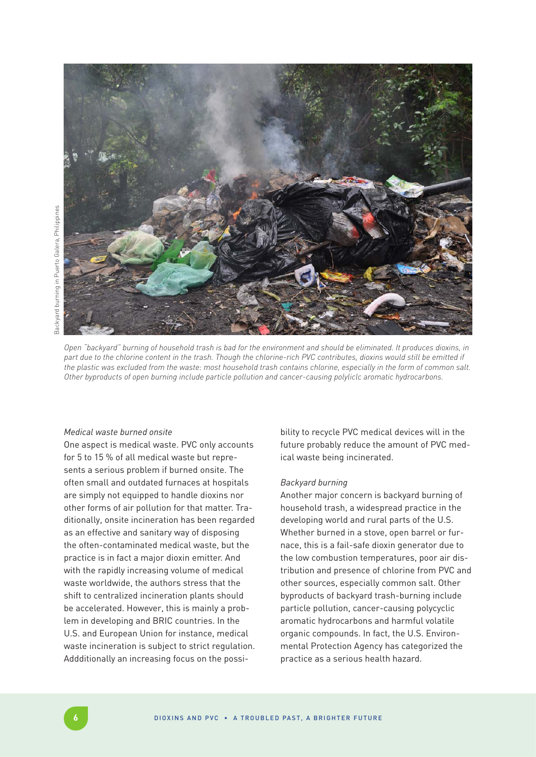Backyard burning in Puerto Galera, Philippines

*Open "backyard" burning of household trash is bad for the environment and should be eliminated. It produces dioxins, in part due to the chlorine content in the trash. Though the chlorine-rich PVC contributes, dioxins would still be emitted if the plastic was excluded from the waste: most household trash contains chlorine, especially in the form of common salt. Other byproducts of open burning include particle pollution and cancer-causing polyliclc aromatic hydrocarbons.*

*Medical waste burned onsite*

One aspect is medical waste. PVC only accounts for 5 to 15 % of all medical waste but represents a serious problem if burned onsite. The often small and outdated furnaces at hospitals are simply not equipped to handle dioxins nor other forms of air pollution for that matter. Traditionally, onsite incineration has been regarded as an effective and sanitary way of disposing the often-contaminated medical waste, but the practice is in fact a major dioxin emitter. And with the rapidly increasing volume of medical waste worldwide, the authors stress that the shift to centralized incineration plants should be accelerated. However, this is mainly a problem in developing and BRIC countries. In the U.S. and European Union for instance, medical waste incineration is subject to strict regulation. Addditionally an increasing focus on the possibility to recycle PVC medical devices will in the future probably reduce the amount of PVC medical waste being incinerated.

*Backyard burning*

Another major concern is backyard burning of household trash, a widespread practice in the developing world and rural parts of the U.S. Whether burned in a stove, open barrel or furnace, this is a fail-safe dioxin generator due to the low combustion temperatures, poor air distribution and presence of chlorine from PVC and other sources, especially common salt. Other byproducts of backyard trash-burning include particle pollution, cancer-causing polycyclic aromatic hydrocarbons and harmful volatile organic compounds. In fact, the U.S. Environmental Protection Agency has categorized the practice as a serious health hazard.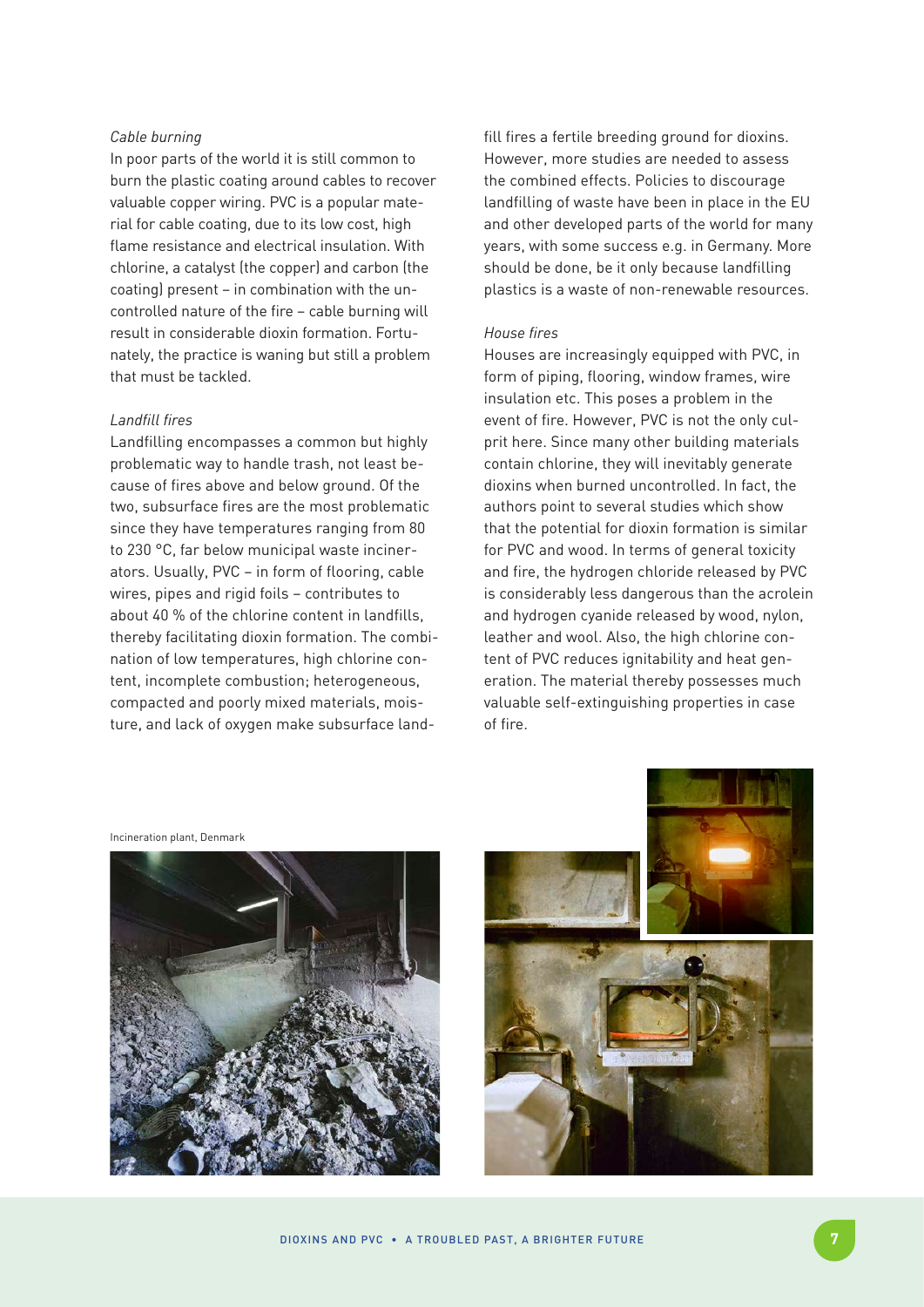### *Cable burning*

In poor parts of the world it is still common to burn the plastic coating around cables to recover valuable copper wiring. PVC is a popular material for cable coating, due to its low cost, high flame resistance and electrical insulation. With chlorine, a catalyst (the copper) and carbon (the coating) present – in combination with the uncontrolled nature of the fire – cable burning will result in considerable dioxin formation. Fortunately, the practice is waning but still a problem that must be tackled.

### *Landfill fires*

Landfilling encompasses a common but highly problematic way to handle trash, not least because of fires above and below ground. Of the two, subsurface fires are the most problematic since they have temperatures ranging from 80 to 230 °C, far below municipal waste incinerators. Usually, PVC – in form of flooring, cable wires, pipes and rigid foils – contributes to about 40 % of the chlorine content in landfills, thereby facilitating dioxin formation. The combination of low temperatures, high chlorine content, incomplete combustion; heterogeneous, compacted and poorly mixed materials, moisture, and lack of oxygen make subsurface landfill fires a fertile breeding ground for dioxins. However, more studies are needed to assess the combined effects. Policies to discourage landfilling of waste have been in place in the EU and other developed parts of the world for many years, with some success e.g. in Germany. More should be done, be it only because landfilling plastics is a waste of non-renewable resources.

### *House fires*

Houses are increasingly equipped with PVC, in form of piping, flooring, window frames, wire insulation etc. This poses a problem in the event of fire. However, PVC is not the only culprit here. Since many other building materials contain chlorine, they will inevitably generate dioxins when burned uncontrolled. In fact, the authors point to several studies which show that the potential for dioxin formation is similar for PVC and wood. In terms of general toxicity and fire, the hydrogen chloride released by PVC is considerably less dangerous than the acrolein and hydrogen cyanide released by wood, nylon, leather and wool. Also, the high chlorine content of PVC reduces ignitability and heat generation. The material thereby possesses much valuable self-extinguishing properties in case of fire.

Incineration plant, Denmark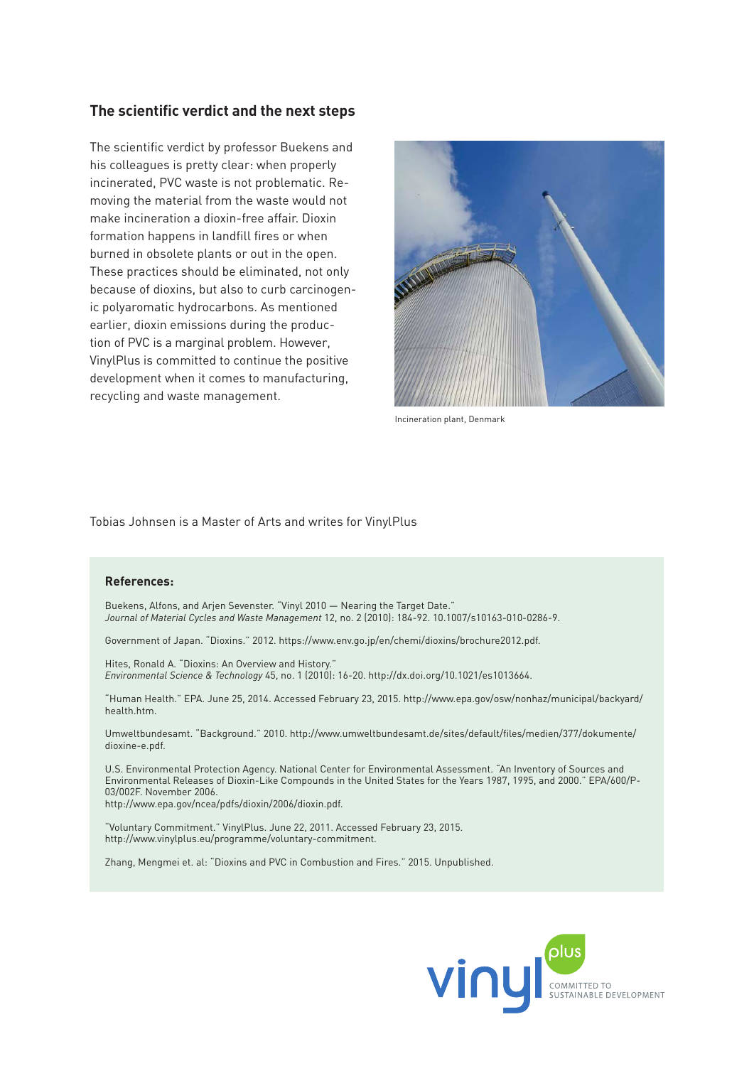## The scientific verdict and the next steps

The scientific verdict by professor Buekens and his colleagues is pretty clear: when properly incinerated, PVC waste is not problematic. Removing the material from the waste would not make incineration a dioxin-free affair. Dioxin formation happens in landfill fires or when burned in obsolete plants or out in the open. These practices should be eliminated, not only because of dioxins, but also to curb carcinogenic polyaromatic hydrocarbons. As mentioned earlier, dioxin emissions during the production of PVC is a marginal problem. However, VinylPlus is committed to continue the positive development when it comes to manufacturing, recycling and waste management.

Incineration plant, Denmark

Tobias Johnsen is a Master of Arts and writes for VinylPlus

**References:**

Buekens, Alfons, and Arjen Sevenster. "Vinyl 2010 — Nearing the Target Date." *Journal of Material Cycles and Waste Management* 12, no. 2 (2010): 184-92. 10.1007/s10163-010-0286-9.

Government of Japan. "Dioxins." 2012. https://www.env.go.jp/en/chemi/dioxins/brochure2012.pdf.

Hites, Ronald A. "Dioxins: An Overview and History." *Environmental Science & Technology* 45, no. 1 (2010): 16-20. http://dx.doi.org/10.1021/es1013664.

"Human Health." EPA. June 25, 2014. Accessed February 23, 2015. http://www.epa.gov/osw/nonhaz/municipal/backyard/health.htm.

Umweltbundesamt. "Background." 2010. http://www.umweltbundesamt.de/sites/default/files/medien/377/dokumente/dioxine-e.pdf.

U.S. Environmental Protection Agency. National Center for Environmental Assessment. "An Inventory of Sources and Environmental Releases of Dioxin-Like Compounds in the United States for the Years 1987, 1995, and 2000." EPA/600/P-03/002F. November 2006.
http://www.epa.gov/ncea/pdfs/dioxin/2006/dioxin.pdf.

"Voluntary Commitment." VinylPlus. June 22, 2011. Accessed February 23, 2015.
http://www.vinylplus.eu/programme/voluntary-commitment.

Zhang, Mengmei et. al: "Dioxins and PVC in Combustion and Fires." 2015. Unpublished.

vinyl plus COMMITTED TO SUSTAINABLE DEVELOPMENT